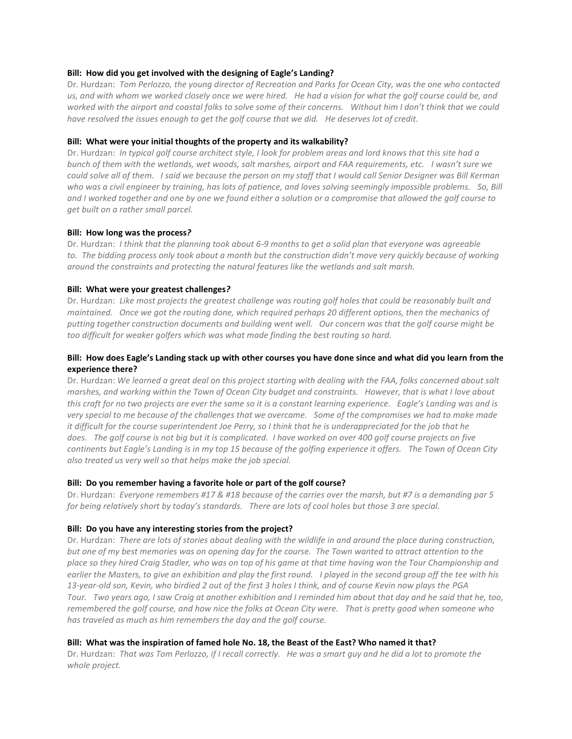**Bill: How did you get involved with the designing of Eagle's Landing?**

Dr. Hurdzan: *Tom Perlozzo, the young director of Recreation and Parks for Ocean City, was the one who contacted us, and with whom we worked closely once we were hired. He had a vision for what the golf course could be, and worked with the airport and coastal folks to solve some of their concerns. Without him I don't think that we could have resolved the issues enough to get the golf course that we did. He deserves lot of credit.*

**Bill: What were your initial thoughts of the property and its walkability?**

Dr. Hurdzan: *In typical golf course architect style, I look for problem areas and lord knows that this site had a bunch of them with the wetlands, wet woods, salt marshes, airport and FAA requirements, etc. I wasn't sure we could solve all of them. I said we because the person on my staff that I would call Senior Designer was Bill Kerman who was a civil engineer by training, has lots of patience, and loves solving seemingly impossible problems. So, Bill and I worked together and one by one we found either a solution or a compromise that allowed the golf course to get built on a rather small parcel.*

**Bill: How long was the process?**

Dr. Hurdzan: *I think that the planning took about 6-9 months to get a solid plan that everyone was agreeable to. The bidding process only took about a month but the construction didn't move very quickly because of working around the constraints and protecting the natural features like the wetlands and salt marsh.*

**Bill: What were your greatest challenges?**

Dr. Hurdzan: *Like most projects the greatest challenge was routing golf holes that could be reasonably built and maintained. Once we got the routing done, which required perhaps 20 different options, then the mechanics of putting together construction documents and building went well. Our concern was that the golf course might be too difficult for weaker golfers which was what made finding the best routing so hard.*

**Bill: How does Eagle's Landing stack up with other courses you have done since and what did you learn from the experience there?**

Dr. Hurdzan: *We learned a great deal on this project starting with dealing with the FAA, folks concerned about salt marshes, and working within the Town of Ocean City budget and constraints. However, that is what I love about this craft for no two projects are ever the same so it is a constant learning experience. Eagle's Landing was and is very special to me because of the challenges that we overcame. Some of the compromises we had to make made it difficult for the course superintendent Joe Perry, so I think that he is underappreciated for the job that he does. The golf course is not big but it is complicated. I have worked on over 400 golf course projects on five continents but Eagle's Landing is in my top 15 because of the golfing experience it offers. The Town of Ocean City also treated us very well so that helps make the job special.*

**Bill: Do you remember having a favorite hole or part of the golf course?**

Dr. Hurdzan: *Everyone remembers #17 & #18 because of the carries over the marsh, but #7 is a demanding par 5 for being relatively short by today's standards. There are lots of cool holes but those 3 are special.*

**Bill: Do you have any interesting stories from the project?**

Dr. Hurdzan: *There are lots of stories about dealing with the wildlife in and around the place during construction, but one of my best memories was on opening day for the course. The Town wanted to attract attention to the place so they hired Craig Stadler, who was on top of his game at that time having won the Tour Championship and earlier the Masters, to give an exhibition and play the first round. I played in the second group off the tee with his 13-year-old son, Kevin, who birdied 2 out of the first 3 holes I think, and of course Kevin now plays the PGA Tour. Two years ago, I saw Craig at another exhibition and I reminded him about that day and he said that he, too, remembered the golf course, and how nice the folks at Ocean City were. That is pretty good when someone who has traveled as much as him remembers the day and the golf course.*

**Bill: What was the inspiration of famed hole No. 18, the Beast of the East? Who named it that?**

Dr. Hurdzan: *That was Tom Perlozzo, if I recall correctly. He was a smart guy and he did a lot to promote the whole project.*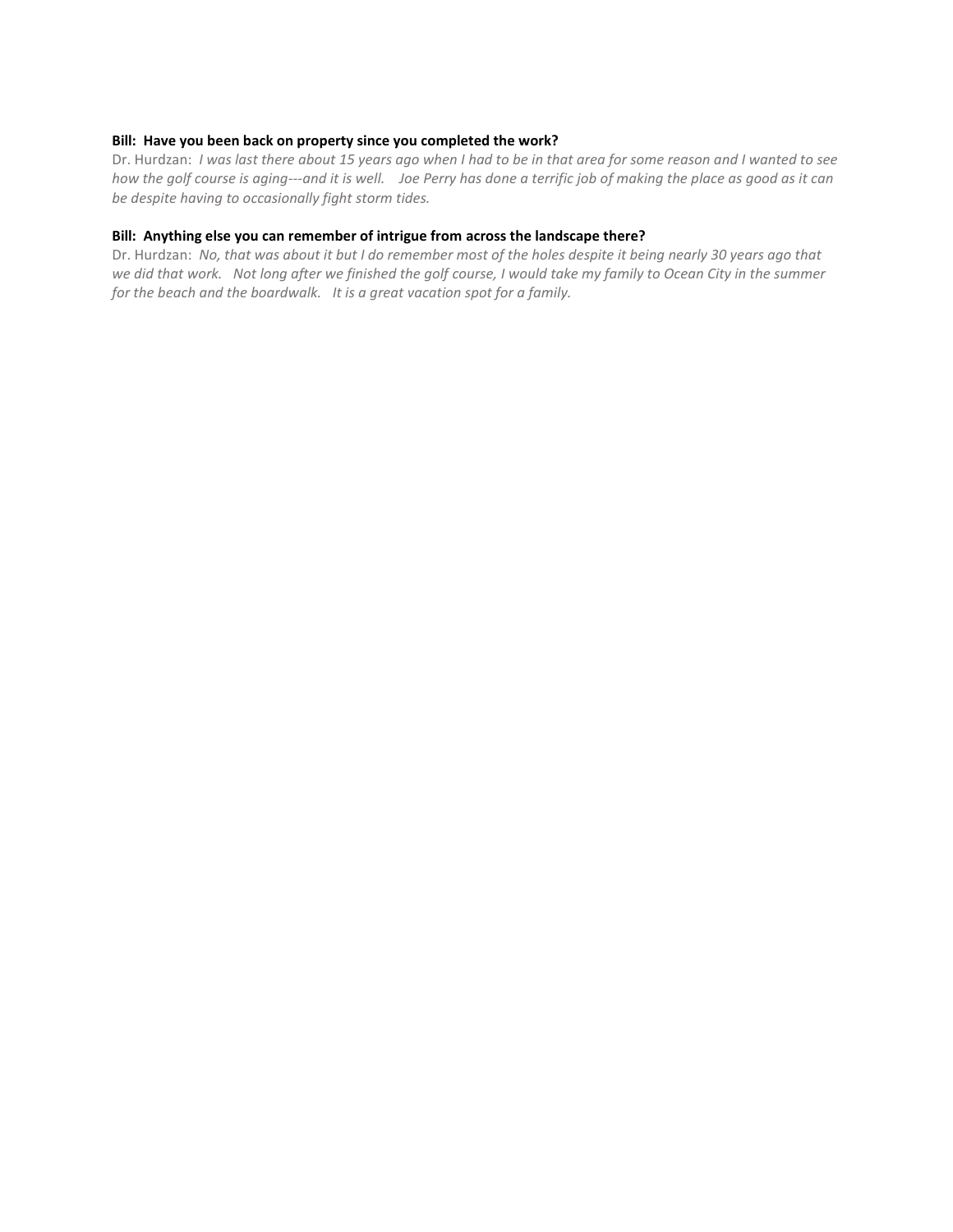**Bill: Have you been back on property since you completed the work?**

Dr. Hurdzan: *I was last there about 15 years ago when I had to be in that area for some reason and I wanted to see how the golf course is aging---and it is well. Joe Perry has done a terrific job of making the place as good as it can be despite having to occasionally fight storm tides.*

**Bill: Anything else you can remember of intrigue from across the landscape there?**

Dr. Hurdzan: *No, that was about it but I do remember most of the holes despite it being nearly 30 years ago that we did that work. Not long after we finished the golf course, I would take my family to Ocean City in the summer for the beach and the boardwalk. It is a great vacation spot for a family.*